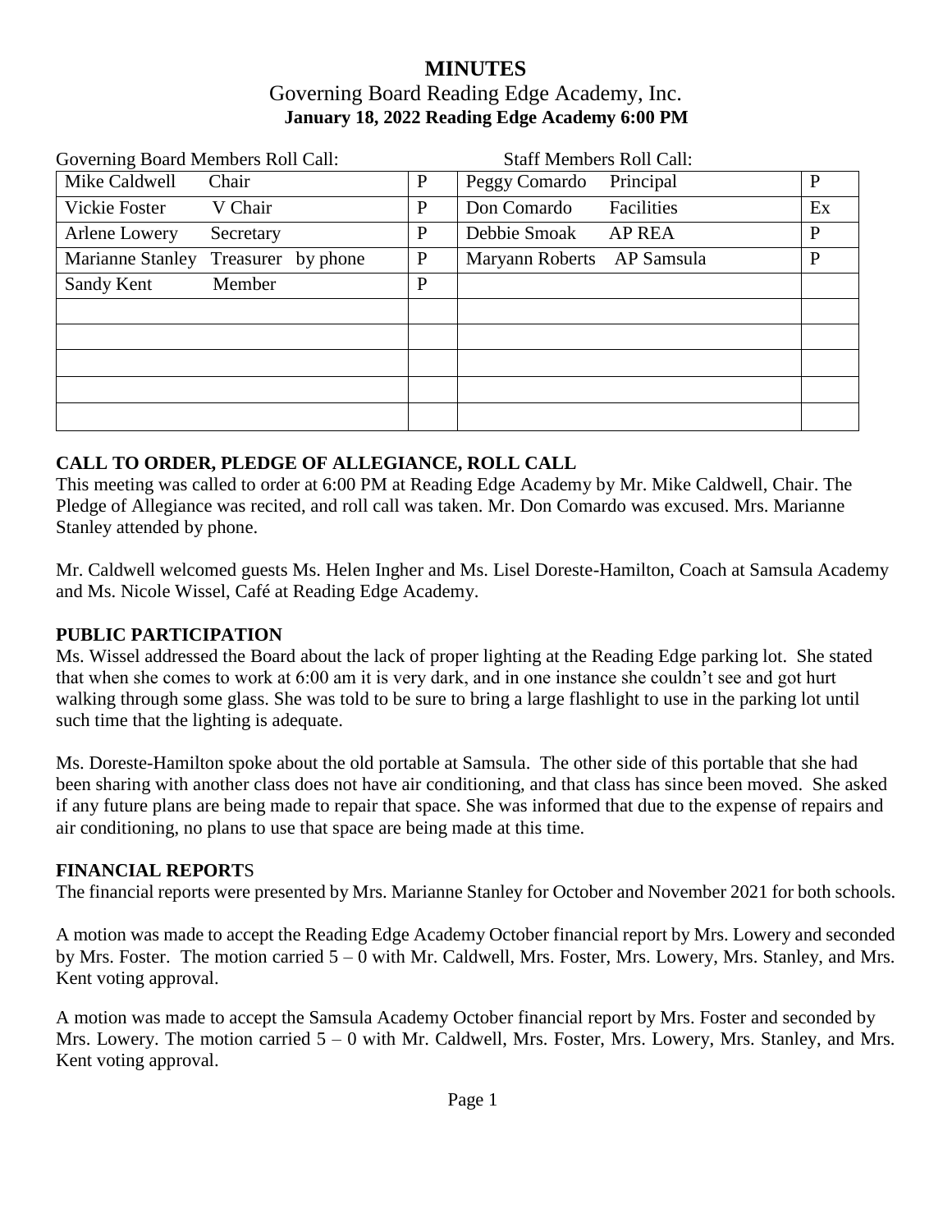# MINUTES

## Governing Board Reading Edge Academy, Inc.

**January 18, 2022 Reading Edge Academy 6:00 PM**

| Governing Board Members Roll Call: | | Staff Members Roll Call: | |
|---|---|---|---|
| Mike Caldwell Chair | P | Peggy Comardo Principal | P |
| Vickie Foster V Chair | P | Don Comardo Facilities | Ex |
| Arlene Lowery Secretary | P | Debbie Smoak AP REA | P |
| Marianne Stanley Treasurer by phone | P | Maryann Roberts AP Samsula | P |
| Sandy Kent Member | P | | |
| | | | |
| | | | |
| | | | |
| | | | |
| | | | |

### CALL TO ORDER, PLEDGE OF ALLEGIANCE, ROLL CALL

This meeting was called to order at 6:00 PM at Reading Edge Academy by Mr. Mike Caldwell, Chair. The Pledge of Allegiance was recited, and roll call was taken. Mr. Don Comardo was excused. Mrs. Marianne Stanley attended by phone.

Mr. Caldwell welcomed guests Ms. Helen Ingher and Ms. Lisel Doreste-Hamilton, Coach at Samsula Academy and Ms. Nicole Wissel, Café at Reading Edge Academy.

### PUBLIC PARTICIPATION

Ms. Wissel addressed the Board about the lack of proper lighting at the Reading Edge parking lot. She stated that when she comes to work at 6:00 am it is very dark, and in one instance she couldn't see and got hurt walking through some glass. She was told to be sure to bring a large flashlight to use in the parking lot until such time that the lighting is adequate.

Ms. Doreste-Hamilton spoke about the old portable at Samsula. The other side of this portable that she had been sharing with another class does not have air conditioning, and that class has since been moved. She asked if any future plans are being made to repair that space. She was informed that due to the expense of repairs and air conditioning, no plans to use that space are being made at this time.

### FINANCIAL REPORTS

The financial reports were presented by Mrs. Marianne Stanley for October and November 2021 for both schools.

A motion was made to accept the Reading Edge Academy October financial report by Mrs. Lowery and seconded by Mrs. Foster. The motion carried 5 – 0 with Mr. Caldwell, Mrs. Foster, Mrs. Lowery, Mrs. Stanley, and Mrs. Kent voting approval.

A motion was made to accept the Samsula Academy October financial report by Mrs. Foster and seconded by Mrs. Lowery. The motion carried 5 – 0 with Mr. Caldwell, Mrs. Foster, Mrs. Lowery, Mrs. Stanley, and Mrs. Kent voting approval.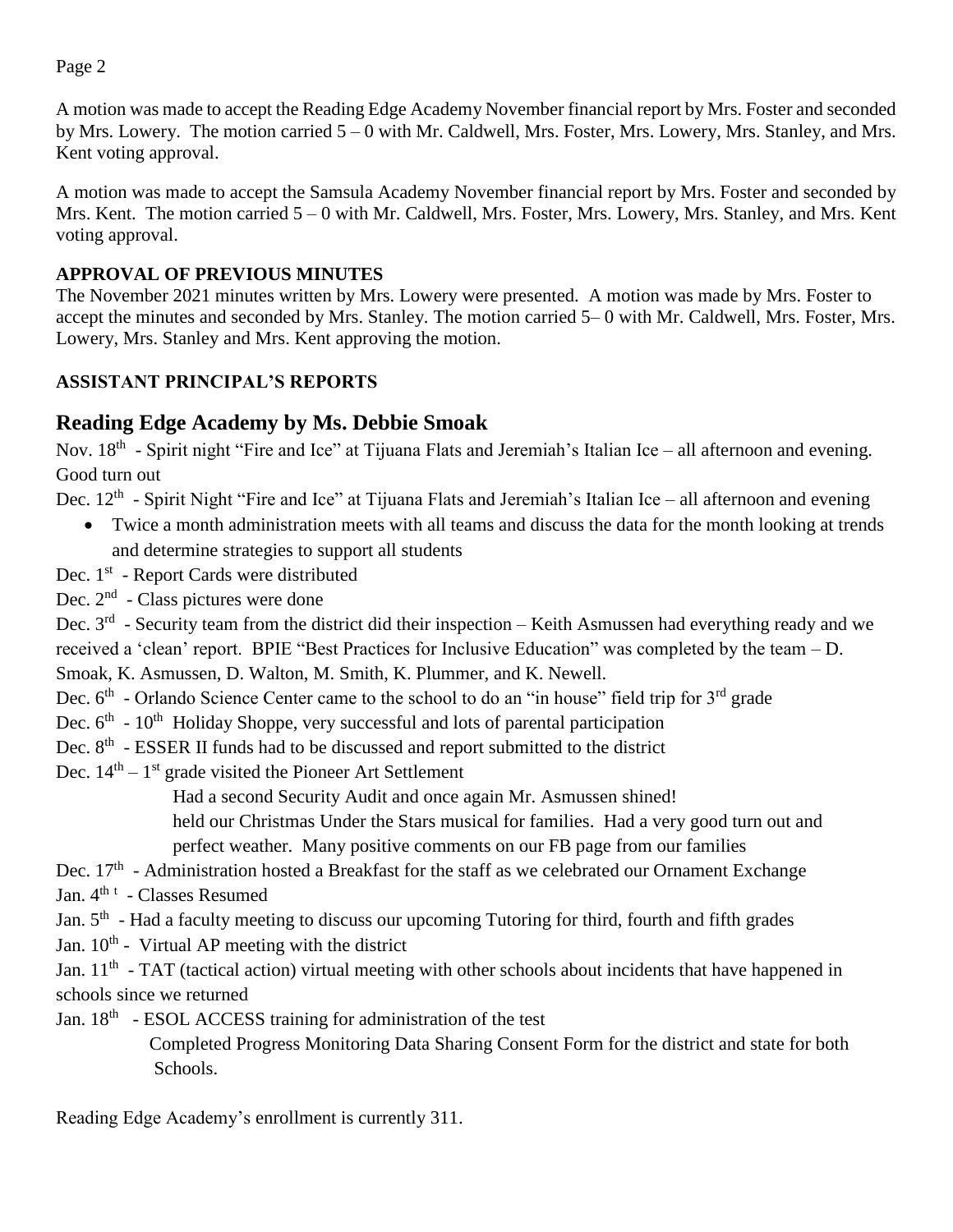A motion was made to accept the Reading Edge Academy November financial report by Mrs. Foster and seconded by Mrs. Lowery. The motion carried 5 – 0 with Mr. Caldwell, Mrs. Foster, Mrs. Lowery, Mrs. Stanley, and Mrs. Kent voting approval.

A motion was made to accept the Samsula Academy November financial report by Mrs. Foster and seconded by Mrs. Kent. The motion carried 5 – 0 with Mr. Caldwell, Mrs. Foster, Mrs. Lowery, Mrs. Stanley, and Mrs. Kent voting approval.

**APPROVAL OF PREVIOUS MINUTES**

The November 2021 minutes written by Mrs. Lowery were presented. A motion was made by Mrs. Foster to accept the minutes and seconded by Mrs. Stanley. The motion carried 5– 0 with Mr. Caldwell, Mrs. Foster, Mrs. Lowery, Mrs. Stanley and Mrs. Kent approving the motion.

**ASSISTANT PRINCIPAL'S REPORTS**

## Reading Edge Academy by Ms. Debbie Smoak

Nov. 18th - Spirit night "Fire and Ice" at Tijuana Flats and Jeremiah's Italian Ice – all afternoon and evening. Good turn out

Dec. 12th - Spirit Night "Fire and Ice" at Tijuana Flats and Jeremiah's Italian Ice – all afternoon and evening

- Twice a month administration meets with all teams and discuss the data for the month looking at trends and determine strategies to support all students

Dec. 1st - Report Cards were distributed

Dec. 2nd - Class pictures were done

Dec. 3rd - Security team from the district did their inspection – Keith Asmussen had everything ready and we received a 'clean' report. BPIE "Best Practices for Inclusive Education" was completed by the team – D. Smoak, K. Asmussen, D. Walton, M. Smith, K. Plummer, and K. Newell.

Dec. 6th - Orlando Science Center came to the school to do an "in house" field trip for 3rd grade

Dec. 6th - 10th Holiday Shoppe, very successful and lots of parental participation

Dec. 8th - ESSER II funds had to be discussed and report submitted to the district

Dec. 14th – 1st grade visited the Pioneer Art Settlement

Had a second Security Audit and once again Mr. Asmussen shined!

held our Christmas Under the Stars musical for families. Had a very good turn out and perfect weather. Many positive comments on our FB page from our families

Dec. 17th - Administration hosted a Breakfast for the staff as we celebrated our Ornament Exchange

Jan. 4th t - Classes Resumed

Jan. 5th - Had a faculty meeting to discuss our upcoming Tutoring for third, fourth and fifth grades

Jan. 10th - Virtual AP meeting with the district

Jan. 11th - TAT (tactical action) virtual meeting with other schools about incidents that have happened in schools since we returned

Jan. 18th - ESOL ACCESS training for administration of the test

Completed Progress Monitoring Data Sharing Consent Form for the district and state for both Schools.

Reading Edge Academy's enrollment is currently 311.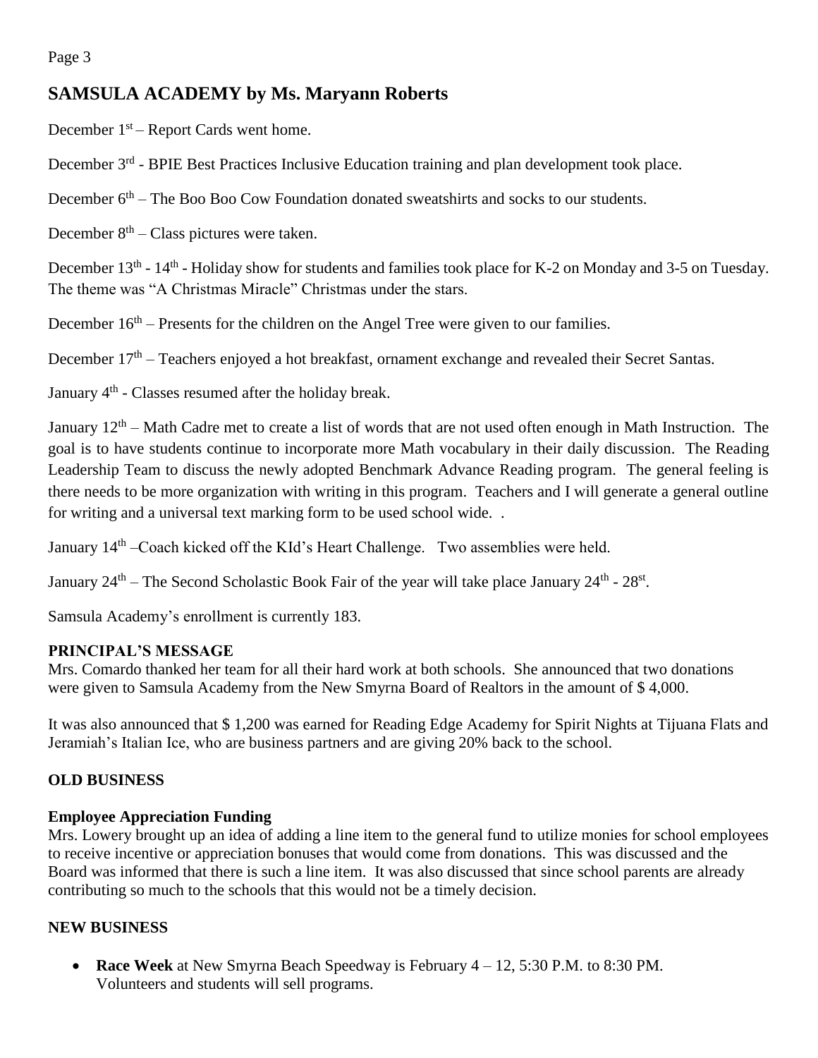## SAMSULA ACADEMY by Ms. Maryann Roberts

December 1st – Report Cards went home.

December 3rd - BPIE Best Practices Inclusive Education training and plan development took place.

December 6th – The Boo Boo Cow Foundation donated sweatshirts and socks to our students.

December 8th – Class pictures were taken.

December 13th - 14th - Holiday show for students and families took place for K-2 on Monday and 3-5 on Tuesday. The theme was "A Christmas Miracle" Christmas under the stars.

December 16th – Presents for the children on the Angel Tree were given to our families.

December 17th – Teachers enjoyed a hot breakfast, ornament exchange and revealed their Secret Santas.

January 4th - Classes resumed after the holiday break.

January 12th – Math Cadre met to create a list of words that are not used often enough in Math Instruction. The goal is to have students continue to incorporate more Math vocabulary in their daily discussion. The Reading Leadership Team to discuss the newly adopted Benchmark Advance Reading program. The general feeling is there needs to be more organization with writing in this program. Teachers and I will generate a general outline for writing and a universal text marking form to be used school wide. .

January 14th –Coach kicked off the KId's Heart Challenge. Two assemblies were held.

January 24th – The Second Scholastic Book Fair of the year will take place January 24th - 28st.

Samsula Academy's enrollment is currently 183.

**PRINCIPAL'S MESSAGE**

Mrs. Comardo thanked her team for all their hard work at both schools. She announced that two donations were given to Samsula Academy from the New Smyrna Board of Realtors in the amount of $ 4,000.

It was also announced that $ 1,200 was earned for Reading Edge Academy for Spirit Nights at Tijuana Flats and Jeramiah's Italian Ice, who are business partners and are giving 20% back to the school.

**OLD BUSINESS**

**Employee Appreciation Funding**

Mrs. Lowery brought up an idea of adding a line item to the general fund to utilize monies for school employees to receive incentive or appreciation bonuses that would come from donations. This was discussed and the Board was informed that there is such a line item. It was also discussed that since school parents are already contributing so much to the schools that this would not be a timely decision.

**NEW BUSINESS**

- **Race Week** at New Smyrna Beach Speedway is February 4 – 12, 5:30 P.M. to 8:30 PM. Volunteers and students will sell programs.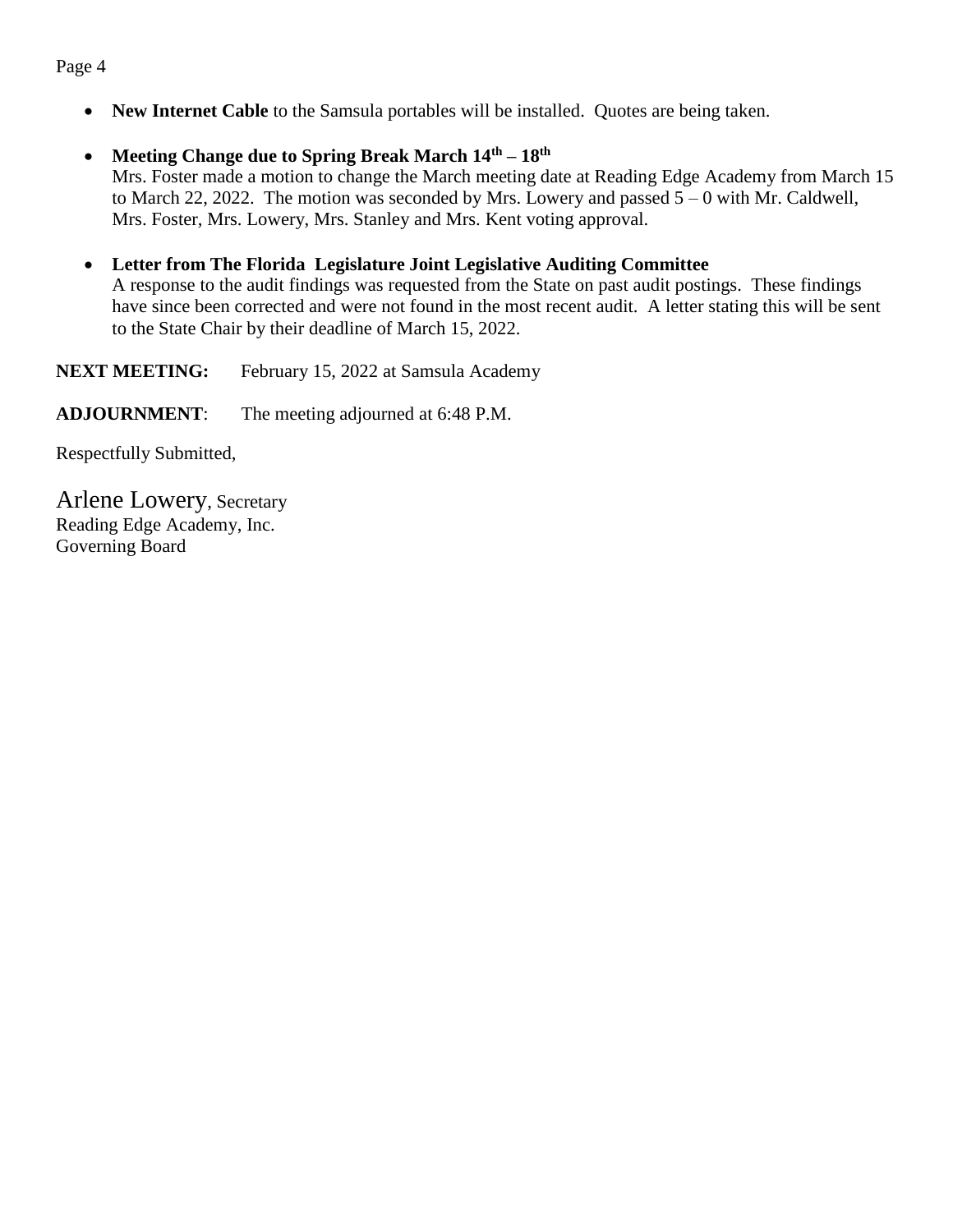- **New Internet Cable** to the Samsula portables will be installed. Quotes are being taken.

- **Meeting Change due to Spring Break March 14th – 18th**
  Mrs. Foster made a motion to change the March meeting date at Reading Edge Academy from March 15 to March 22, 2022. The motion was seconded by Mrs. Lowery and passed 5 – 0 with Mr. Caldwell, Mrs. Foster, Mrs. Lowery, Mrs. Stanley and Mrs. Kent voting approval.

- **Letter from The Florida Legislature Joint Legislative Auditing Committee**
  A response to the audit findings was requested from the State on past audit postings. These findings have since been corrected and were not found in the most recent audit. A letter stating this will be sent to the State Chair by their deadline of March 15, 2022.

**NEXT MEETING:** February 15, 2022 at Samsula Academy

**ADJOURNMENT**: The meeting adjourned at 6:48 P.M.

Respectfully Submitted,

Arlene Lowery, Secretary
Reading Edge Academy, Inc.
Governing Board